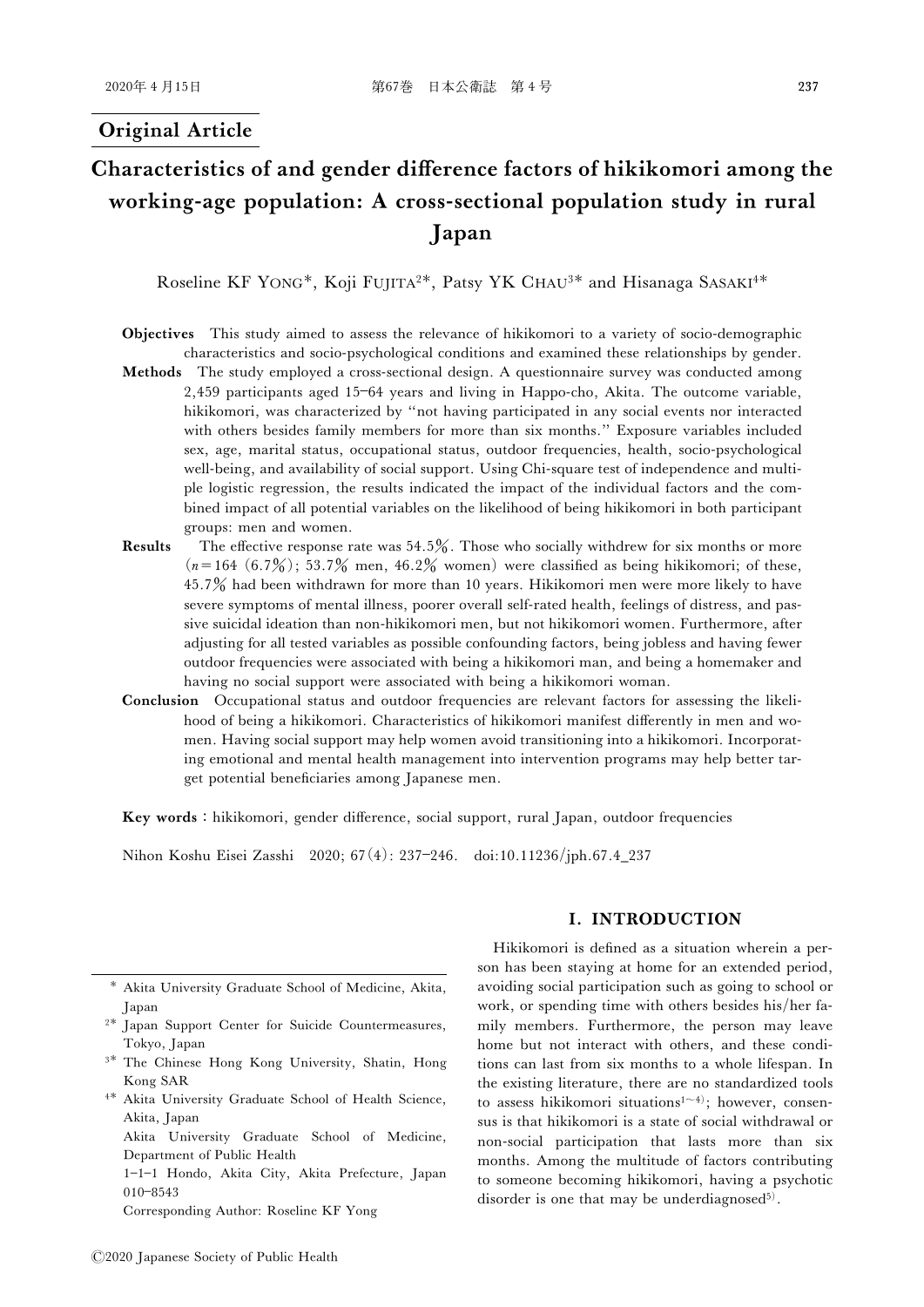## Original Article

# Characteristics of and gender difference factors of hikikomori among the working-age population: A cross-sectional population study in rural Japan

Roseline KF YONG*, Koji FUJITA[2*], Patsy YK CHAU[3*] and Hisanaga SASAKI[4*]

**Objectives** This study aimed to assess the relevance of hikikomori to a variety of socio-demographic characteristics and socio-psychological conditions and examined these relationships by gender.

**Methods** The study employed a cross-sectional design. A questionnaire survey was conducted among 2,459 participants aged 15–64 years and living in Happo-cho, Akita. The outcome variable, hikikomori, was characterized by "not having participated in any social events nor interacted with others besides family members for more than six months." Exposure variables included sex, age, marital status, occupational status, outdoor frequencies, health, socio-psychological well-being, and availability of social support. Using Chi-square test of independence and multiple logistic regression, the results indicated the impact of the individual factors and the combined impact of all potential variables on the likelihood of being hikikomori in both participant groups: men and women.

**Results** The effective response rate was 54.5%. Those who socially withdrew for six months or more (*n*=164 (6.7%); 53.7% men, 46.2% women) were classified as being hikikomori; of these, 45.7% had been withdrawn for more than 10 years. Hikikomori men were more likely to have severe symptoms of mental illness, poorer overall self-rated health, feelings of distress, and passive suicidal ideation than non-hikikomori men, but not hikikomori women. Furthermore, after adjusting for all tested variables as possible confounding factors, being jobless and having fewer outdoor frequencies were associated with being a hikikomori man, and being a homemaker and having no social support were associated with being a hikikomori woman.

**Conclusion** Occupational status and outdoor frequencies are relevant factors for assessing the likelihood of being a hikikomori. Characteristics of hikikomori manifest differently in men and women. Having social support may help women avoid transitioning into a hikikomori. Incorporating emotional and mental health management into intervention programs may help better target potential beneficiaries among Japanese men.

**Key words**: hikikomori, gender difference, social support, rural Japan, outdoor frequencies

Nihon Koshu Eisei Zasshi 2020; 67(4): 237–246. doi:10.11236/jph.67.4_237

## I. INTRODUCTION

Hikikomori is defined as a situation wherein a person has been staying at home for an extended period, avoiding social participation such as going to school or work, or spending time with others besides his/her family members. Furthermore, the person may leave home but not interact with others, and these conditions can last from six months to a whole lifespan. In the existing literature, there are no standardized tools to assess hikikomori situations[1~4]; however, consensus is that hikikomori is a state of social withdrawal or non-social participation that lasts more than six months. Among the multitude of factors contributing to someone becoming hikikomori, having a psychotic disorder is one that may be underdiagnosed[5].

---

\* Akita University Graduate School of Medicine, Akita, Japan

2\* Japan Support Center for Suicide Countermeasures, Tokyo, Japan

3\* The Chinese Hong Kong University, Shatin, Hong Kong SAR

4\* Akita University Graduate School of Health Science, Akita, Japan

Akita University Graduate School of Medicine, Department of Public Health

1–1–1 Hondo, Akita City, Akita Prefecture, Japan 010–8543

Corresponding Author: Roseline KF Yong

©2020 Japanese Society of Public Health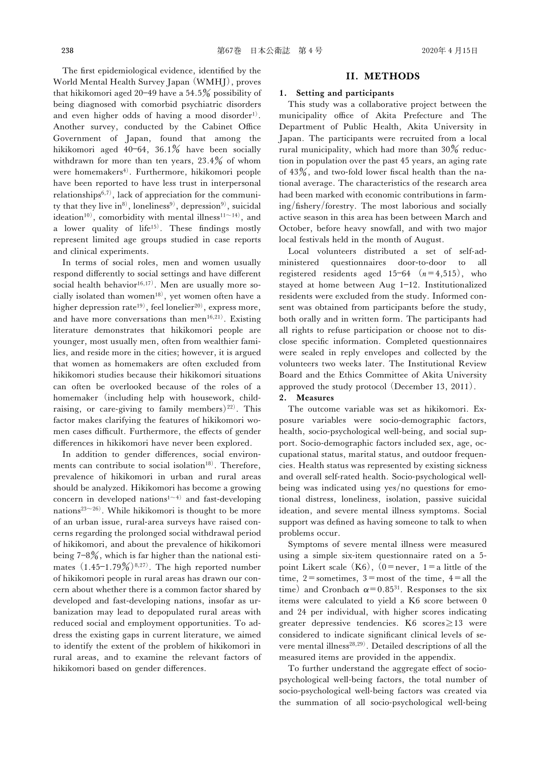The first epidemiological evidence, identified by the World Mental Health Survey Japan (WMHJ), proves that hikikomori aged 20–49 have a 54.5% possibility of being diagnosed with comorbid psychiatric disorders and even higher odds of having a mood disorder[1]. Another survey, conducted by the Cabinet Office Government of Japan, found that among the hikikomori aged 40–64, 36.1% have been socially withdrawn for more than ten years, 23.4% of whom were homemakers[4]. Furthermore, hikikomori people have been reported to have less trust in interpersonal relationships[6,7], lack of appreciation for the community that they live in[8], loneliness[9], depression[9], suicidal ideation[10], comorbidity with mental illness[11~14], and a lower quality of life[15]. These findings mostly represent limited age groups studied in case reports and clinical experiments.

In terms of social roles, men and women usually respond differently to social settings and have different social health behavior[16,17]. Men are usually more socially isolated than women[18], yet women often have a higher depression rate[19], feel lonelier[20], express more, and have more conversations than men[16,21]. Existing literature demonstrates that hikikomori people are younger, most usually men, often from wealthier families, and reside more in the cities; however, it is argued that women as homemakers are often excluded from hikikomori studies because their hikikomori situations can often be overlooked because of the roles of a homemaker (including help with housework, child-raising, or care-giving to family members)[22]. This factor makes clarifying the features of hikikomori women cases difficult. Furthermore, the effects of gender differences in hikikomori have never been explored.

In addition to gender differences, social environments can contribute to social isolation[18]. Therefore, prevalence of hikikomori in urban and rural areas should be analyzed. Hikikomori has become a growing concern in developed nations[1~4] and fast-developing nations[23~26]. While hikikomori is thought to be more of an urban issue, rural-area surveys have raised concerns regarding the prolonged social withdrawal period of hikikomori, and about the prevalence of hikikomori being 7–8%, which is far higher than the national estimates (1.45–1.79%)[8,27]. The high reported number of hikikomori people in rural areas has drawn our concern about whether there is a common factor shared by developed and fast-developing nations, insofar as urbanization may lead to depopulated rural areas with reduced social and employment opportunities. To address the existing gaps in current literature, we aimed to identify the extent of the problem of hikikomori in rural areas, and to examine the relevant factors of hikikomori based on gender differences.

## II. METHODS

### 1. Setting and participants

This study was a collaborative project between the municipality office of Akita Prefecture and The Department of Public Health, Akita University in Japan. The participants were recruited from a local rural municipality, which had more than 30% reduction in population over the past 45 years, an aging rate of 43%, and two-fold lower fiscal health than the national average. The characteristics of the research area had been marked with economic contributions in farming/fishery/forestry. The most laborious and socially active season in this area has been between March and October, before heavy snowfall, and with two major local festivals held in the month of August.

Local volunteers distributed a set of self-administered questionnaires door-to-door to all registered residents aged 15–64 ($n=4{,}515$), who stayed at home between Aug 1–12. Institutionalized residents were excluded from the study. Informed consent was obtained from participants before the study, both orally and in written form. The participants had all rights to refuse participation or choose not to disclose specific information. Completed questionnaires were sealed in reply envelopes and collected by the volunteers two weeks later. The Institutional Review Board and the Ethics Committee of Akita University approved the study protocol (December 13, 2011).

### 2. Measures

The outcome variable was set as hikikomori. Exposure variables were socio-demographic factors, health, socio-psychological well-being, and social support. Socio-demographic factors included sex, age, occupational status, marital status, and outdoor frequencies. Health status was represented by existing sickness and overall self-rated health. Socio-psychological well-being was indicated using yes/no questions for emotional distress, loneliness, isolation, passive suicidal ideation, and severe mental illness symptoms. Social support was defined as having someone to talk to when problems occur.

Symptoms of severe mental illness were measured using a simple six-item questionnaire rated on a 5-point Likert scale (K6), (0 = never, 1 = a little of the time, 2 = sometimes, 3 = most of the time, 4 = all the time) and Cronbach $\alpha = 0.85$[31]. Responses to the six items were calculated to yield a K6 score between 0 and 24 per individual, with higher scores indicating greater depressive tendencies. K6 scores $\geq 13$ were considered to indicate significant clinical levels of severe mental illness[28,29]. Detailed descriptions of all the measured items are provided in the appendix.

To further understand the aggregate effect of socio-psychological well-being factors, the total number of socio-psychological well-being factors was created via the summation of all socio-psychological well-being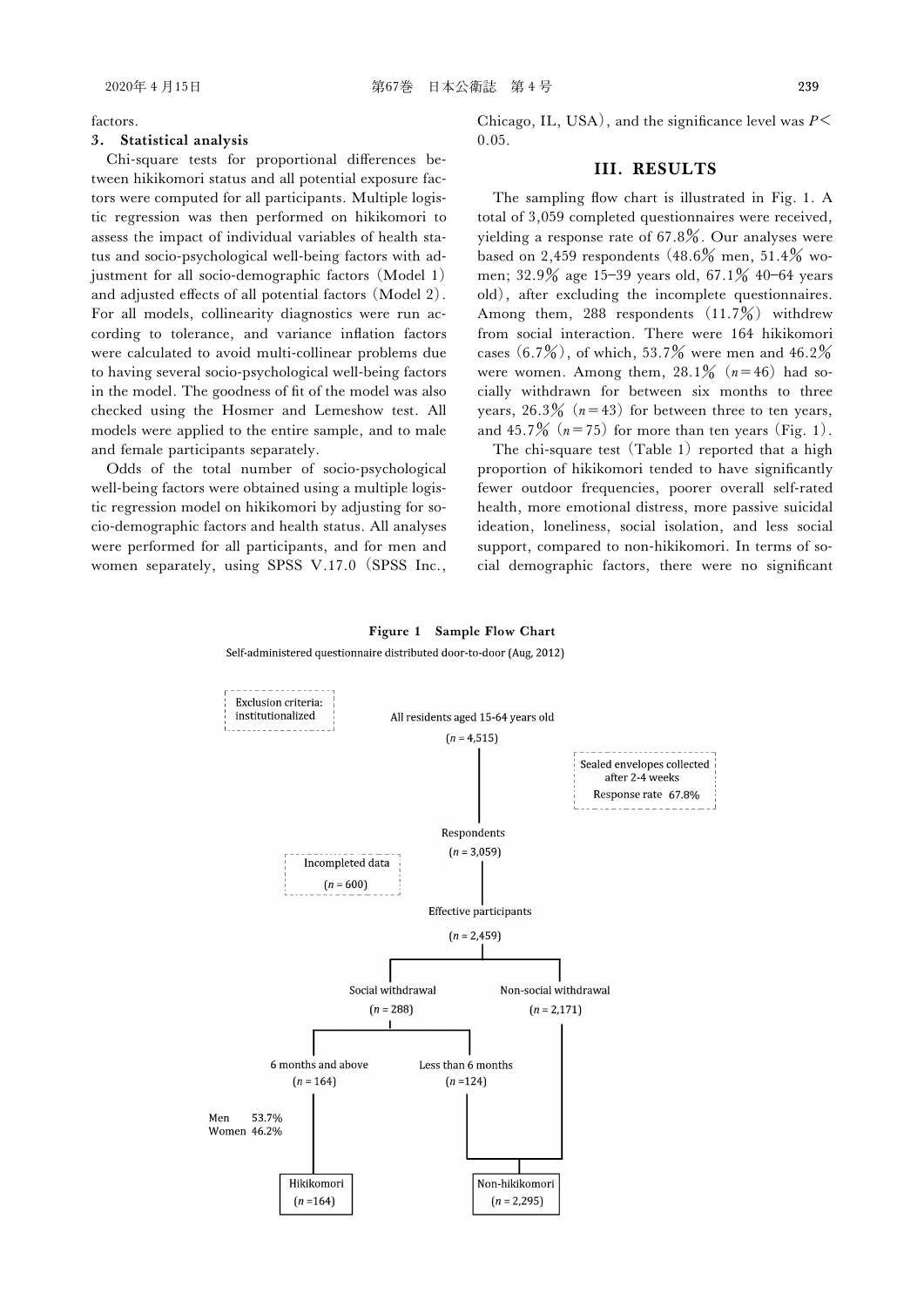factors.

### 3. Statistical analysis

Chi-square tests for proportional differences between hikikomori status and all potential exposure factors were computed for all participants. Multiple logistic regression was then performed on hikikomori to assess the impact of individual variables of health status and socio-psychological well-being factors with adjustment for all socio-demographic factors (Model 1) and adjusted effects of all potential factors (Model 2). For all models, collinearity diagnostics were run according to tolerance, and variance inflation factors were calculated to avoid multi-collinear problems due to having several socio-psychological well-being factors in the model. The goodness of fit of the model was also checked using the Hosmer and Lemeshow test. All models were applied to the entire sample, and to male and female participants separately.

Odds of the total number of socio-psychological well-being factors were obtained using a multiple logistic regression model on hikikomori by adjusting for socio-demographic factors and health status. All analyses were performed for all participants, and for men and women separately, using SPSS V.17.0 (SPSS Inc., Chicago, IL, USA), and the significance level was $P<0.05$.

## III. RESULTS

The sampling flow chart is illustrated in Fig. 1. A total of 3,059 completed questionnaires were received, yielding a response rate of 67.8%. Our analyses were based on 2,459 respondents (48.6% men, 51.4% women; 32.9% age 15–39 years old, 67.1% 40–64 years old), after excluding the incomplete questionnaires. Among them, 288 respondents (11.7%) withdrew from social interaction. There were 164 hikikomori cases (6.7%), of which, 53.7% were men and 46.2% were women. Among them, 28.1% ($n=46$) had socially withdrawn for between six months to three years, 26.3% ($n=43$) for between three to ten years, and 45.7% ($n=75$) for more than ten years (Fig. 1).

The chi-square test (Table 1) reported that a high proportion of hikikomori tended to have significantly fewer outdoor frequencies, poorer overall self-rated health, more emotional distress, more passive suicidal ideation, loneliness, social isolation, and less social support, compared to non-hikikomori. In terms of social demographic factors, there were no significant

**Figure 1 Sample Flow Chart**

Self-administered questionnaire distributed door-to-door (Aug, 2012)

- Exclusion criteria: institutionalized
- All residents aged 15-64 years old ($n$ = 4,515)
- Sealed envelopes collected after 2-4 weeks; Response rate 67.8%
- Respondents ($n$ = 3,059)
- Incompleted data ($n$ = 600)
- Effective participants ($n$ = 2,459)
  - Social withdrawal ($n$ = 288)
    - 6 months and above ($n$ = 164) — Men 53.7%, Women 46.2% → Hikikomori ($n$ =164)
    - Less than 6 months ($n$ =124) → Non-hikikomori
  - Non-social withdrawal ($n$ = 2,171) → Non-hikikomori
- Non-hikikomori ($n$ = 2,295)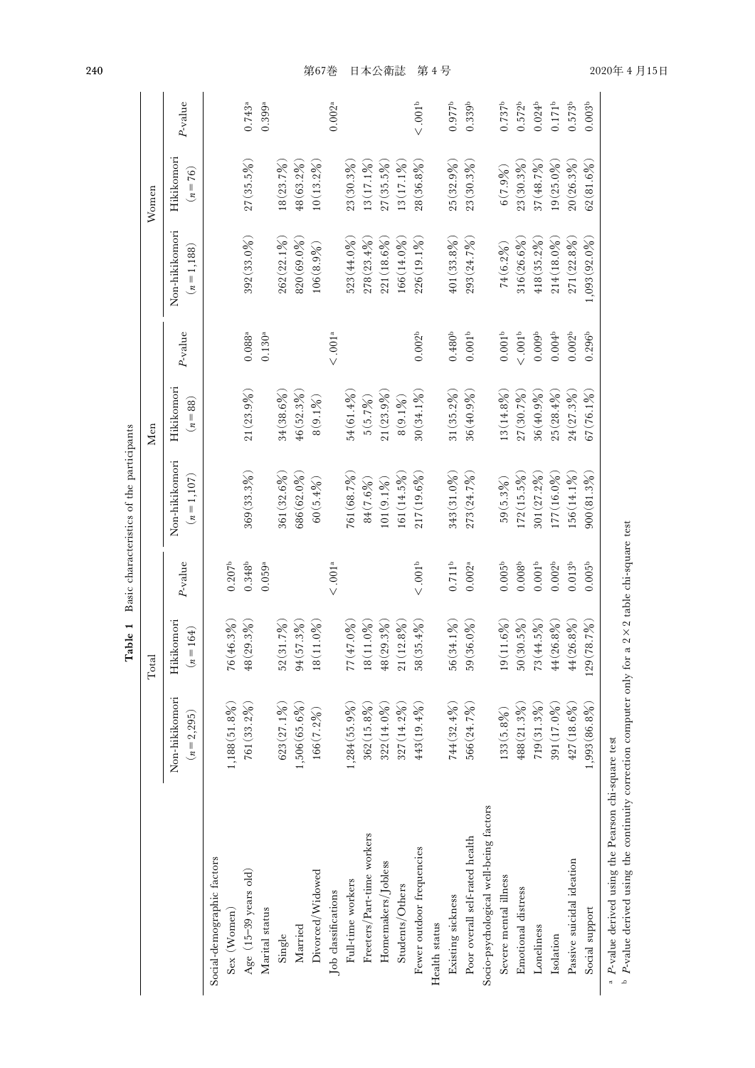**Table 1** Basic characteristics of the participants

| | Total | | | Men | | | Women | | |
|---|---|---|---|---|---|---|---|---|---|
| | Non-hikikomori ($n$=2,295) | Hikikomori ($n$=164) | $P$-value | Non-hikikomori ($n$=1,107) | Hikikomori ($n$=88) | $P$-value | Non-hikikomori ($n$=1,188) | Hikikomori ($n$=76) | $P$-value |
| Social-demographic factors | | | | | | | | | |
| Sex (Women) | 1,188 (51.8%) | 76 (46.3%) | 0.207[b] | | | | | | |
| Age (15–39 years old) | 761 (33.2%) | 48 (29.3%) | 0.348[b] | 369 (33.3%) | 21 (23.9%) | 0.088[a] | 392 (33.0%) | 27 (35.5%) | 0.743[a] |
| Marital status | | | 0.059[a] | | | 0.130[a] | | | 0.399[a] |
| Single | 623 (27.1%) | 52 (31.7%) | | 361 (32.6%) | 34 (38.6%) | | 262 (22.1%) | 18 (23.7%) | |
| Married | 1,506 (65.6%) | 94 (57.3%) | | 686 (62.0%) | 46 (52.3%) | | 820 (69.0%) | 48 (63.2%) | |
| Divorced/Widowed | 166 (7.2%) | 18 (11.0%) | | 60 (5.4%) | 8 (9.1%) | | 106 (8.9%) | 10 (13.2%) | |
| Job classifications | | | <.001[a] | | | <.001[a] | | | 0.002[a] |
| Full-time workers | 1,284 (55.9%) | 77 (47.0%) | | 761 (68.7%) | 54 (61.4%) | | 523 (44.0%) | 23 (30.3%) | |
| Freeters/Part-time workers | 362 (15.8%) | 18 (11.0%) | | 84 (7.6%) | 5 (5.7%) | | 278 (23.4%) | 13 (17.1%) | |
| Homemakers/Jobless | 322 (14.0%) | 48 (29.3%) | | 101 (9.1%) | 21 (23.9%) | | 221 (18.6%) | 27 (35.5%) | |
| Students/Others | 327 (14.2%) | 21 (12.8%) | | 161 (14.5%) | 8 (9.1%) | | 166 (14.0%) | 13 (17.1%) | |
| Fewer outdoor frequencies | 443 (19.4%) | 58 (35.4%) | <.001[b] | 217 (19.6%) | 30 (34.1%) | 0.002[b] | 226 (19.1%) | 28 (36.8%) | <.001[b] |
| Health status | | | | | | | | | |
| Existing sickness | 744 (32.4%) | 56 (34.1%) | 0.711[b] | 343 (31.0%) | 31 (35.2%) | 0.480[b] | 401 (33.8%) | 25 (32.9%) | 0.977[b] |
| Poor overall self-rated health | 566 (24.7%) | 59 (36.0%) | 0.002[a] | 273 (24.7%) | 36 (40.9%) | 0.001[b] | 293 (24.7%) | 23 (30.3%) | 0.339[b] |
| Socio-psychological well-being factors | | | | | | | | | |
| Severe mental illness | 133 (5.8%) | 19 (11.6%) | 0.005[b] | 59 (5.3%) | 13 (14.8%) | 0.001[b] | 74 (6.2%) | 6 (7.9%) | 0.737[b] |
| Emotional distress | 488 (21.3%) | 50 (30.5%) | 0.008[b] | 172 (15.5%) | 27 (30.7%) | <.001[b] | 316 (26.6%) | 23 (30.3%) | 0.572[b] |
| Loneliness | 719 (31.3%) | 73 (44.5%) | 0.001[b] | 301 (27.2%) | 36 (40.9%) | 0.009[b] | 418 (35.2%) | 37 (48.7%) | 0.024[b] |
| Isolation | 391 (17.0%) | 44 (26.8%) | 0.002[b] | 177 (16.0%) | 25 (28.4%) | 0.004[b] | 214 (18.0%) | 19 (25.0%) | 0.171[b] |
| Passive suicidal ideation | 427 (18.6%) | 44 (26.8%) | 0.013[b] | 156 (14.1%) | 24 (27.3%) | 0.002[b] | 271 (22.8%) | 20 (26.3%) | 0.573[b] |
| Social support | 1,993 (86.8%) | 129 (78.7%) | 0.005[b] | 900 (81.3%) | 67 (76.1%) | 0.296[b] | 1,093 (92.0%) | 62 (81.6%) | 0.003[b] |

[a] $P$-value derived using the Pearson chi-square test
[b] $P$-value derived using the continuity correction computer only for a 2×2 table chi-square test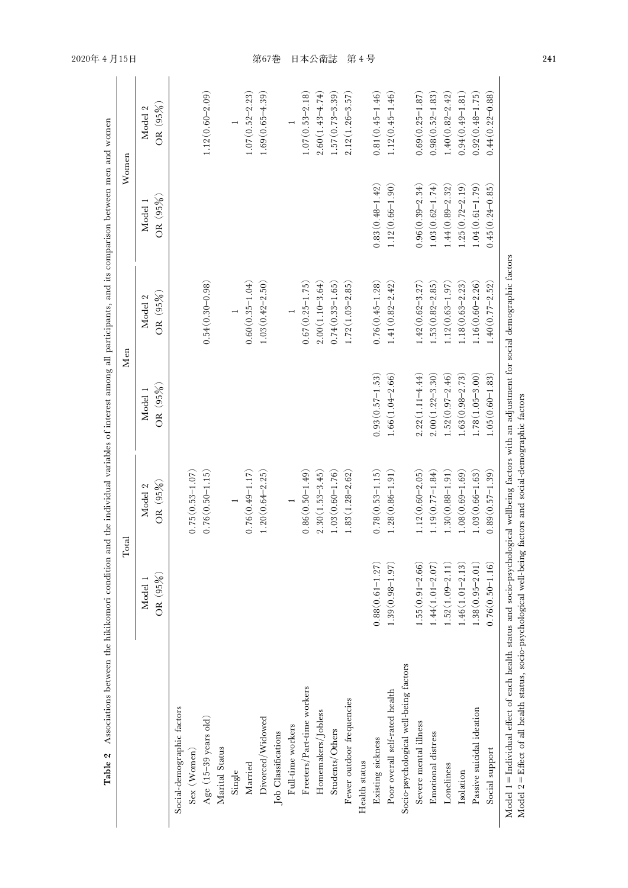**Table 2** Associations between the hikikomori condition and the individual variables of interest among all participants, and its comparison between men and women

| | Total | | Men | | Women | |
|---|---|---|---|---|---|---|
| | Model 1 OR (95%) | Model 2 OR (95%) | Model 1 OR (95%) | Model 2 OR (95%) | Model 1 OR (95%) | Model 2 OR (95%) |
| Social-demographic factors | | | | | | |
| Sex (Women) | | 0.75 (0.53–1.07) | | | | |
| Age (15–39 years old) | | 0.76 (0.50–1.15) | | 0.54 (0.30–0.98) | | 1.12 (0.60–2.09) |
| Marital Status | | | | | | |
| Single | | 1 | | 1 | | 1 |
| Married | | 0.76 (0.49–1.17) | | 0.60 (0.35–1.04) | | 1.07 (0.52–2.23) |
| Divorced/Widowed | | 1.20 (0.64–2.25) | | 1.03 (0.42–2.50) | | 1.69 (0.65–4.39) |
| Job Classifications | | | | | | |
| Full-time workers | | 1 | | 1 | | 1 |
| Freeters/Part-time workers | | 0.86 (0.50–1.49) | | 0.67 (0.25–1.75) | | 1.07 (0.53–2.18) |
| Homemakers/Jobless | | 2.30 (1.53–3.45) | | 2.00 (1.10–3.64) | | 2.60 (1.43–4.74) |
| Students/Others | | 1.03 (0.60–1.76) | | 0.74 (0.33–1.65) | | 1.57 (0.73–3.39) |
| Fewer outdoor frequencies | | 1.83 (1.28–2.62) | | 1.72 (1.03–2.85) | | 2.12 (1.26–3.57) |
| Health status | | | | | | |
| Existing sickness | 0.88 (0.61–1.27) | 0.78 (0.53–1.15) | 0.93 (0.57–1.53) | 0.76 (0.45–1.28) | 0.83 (0.48–1.42) | 0.81 (0.45–1.46) |
| Poor overall self-rated health | 1.39 (0.98–1.97) | 1.28 (0.86–1.91) | 1.66 (1.04–2.66) | 1.41 (0.82–2.42) | 1.12 (0.66–1.90) | 1.12 (0.45–1.46) |
| Socio-psychological well-being factors | | | | | | |
| Severe mental illness | 1.55 (0.91–2.66) | 1.12 (0.60–2.05) | 2.22 (1.11–4.44) | 1.42 (0.62–3.27) | 0.96 (0.39–2.34) | 0.69 (0.25–1.87) |
| Emotional distress | 1.44 (1.01–2.07) | 1.19 (0.77–1.84) | 2.00 (1.22–3.30) | 1.53 (0.82–2.85) | 1.03 (0.62–1.74) | 0.98 (0.52–1.83) |
| Loneliness | 1.52 (1.09–2.11) | 1.30 (0.88–1.91) | 1.52 (0.97–2.46) | 1.12 (0.63–1.97) | 1.44 (0.89–2.32) | 1.40 (0.82–2.42) |
| Isolation | 1.46 (1.01–2.13) | 1.08 (0.69–1.69) | 1.63 (0.98–2.73) | 1.18 (0.63–2.23) | 1.25 (0.72–2.19) | 0.94 (0.49–1.81) |
| Passive suicidal ideation | 1.38 (0.95–2.01) | 1.03 (0.66–1.63) | 1.78 (1.05–3.00) | 1.16 (0.60–2.26) | 1.04 (0.61–1.79) | 0.92 (0.48–1.75) |
| Social support | 0.76 (0.50–1.16) | 0.89 (0.57–1.39) | 1.05 (0.60–1.83) | 1.40 (0.77–2.52) | 0.45 (0.24–0.85) | 0.44 (0.22–0.88) |

Model 1 = Individual effect of each health status and socio-psychological wellbeing factors with an adjustment for social demographic factors
Model 2 = Effect of all health status, socio-psychological well-being factors and social-demographic factors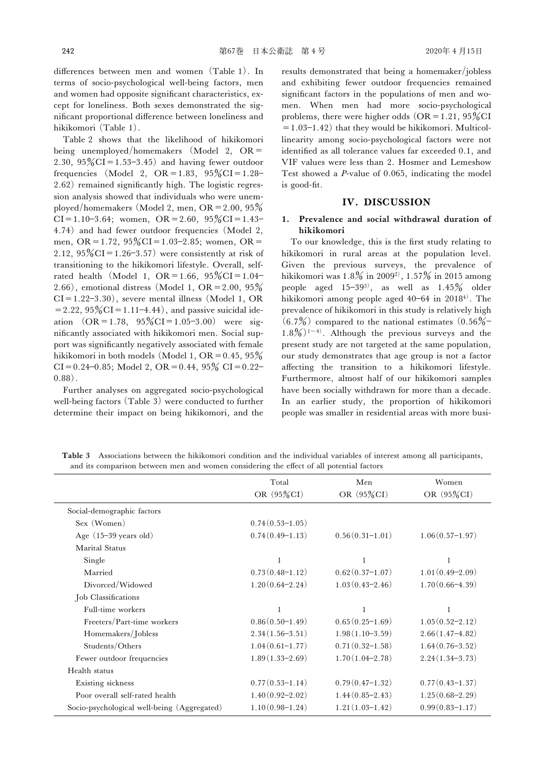differences between men and women (Table 1). In terms of socio-psychological well-being factors, men and women had opposite significant characteristics, except for loneliness. Both sexes demonstrated the significant proportional difference between loneliness and hikikomori (Table 1).

Table 2 shows that the likelihood of hikikomori being unemployed/homemakers (Model 2, OR = 2.30, 95%CI = 1.53–3.45) and having fewer outdoor frequencies (Model 2, OR = 1.83, 95%CI = 1.28–2.62) remained significantly high. The logistic regression analysis showed that individuals who were unemployed/homemakers (Model 2, men, OR = 2.00, 95%CI = 1.10–3.64; women, 95%CI = 2.60, 95%CI = 1.43–4.74) and had fewer outdoor frequencies (Model 2, men, OR = 1.72, 95%CI = 1.03–2.85; women, OR = 2.12, 95%CI = 1.26–3.57) were consistently at risk of transitioning to the hikikomori lifestyle. Overall, self-rated health (Model 1, OR = 1.66, 95%CI = 1.04–2.66), emotional distress (Model 1, OR = 2.00, 95%CI = 1.22–3.30), severe mental illness (Model 1, OR = 2.22, 95%CI = 1.11–4.44), and passive suicidal ideation (OR = 1.78, 95%CI = 1.05–3.00) were significantly associated with hikikomori men. Social support was significantly negatively associated with female hikikomori in both models (Model 1, OR = 0.45, 95%CI = 0.24–0.85; Model 2, OR = 0.44, 95% CI = 0.22–0.88).

Further analyses on aggregated socio-psychological well-being factors (Table 3) were conducted to further determine their impact on being hikikomori, and the results demonstrated that being a homemaker/jobless and exhibiting fewer outdoor frequencies remained significant factors in the populations of men and women. When men had more socio-psychological problems, there were higher odds (OR = 1.21, 95%CI = 1.03–1.42) that they would be hikikomori. Multicollinearity among socio-psychological factors were not identified as all tolerance values far exceeded 0.1, and VIF values were less than 2. Hosmer and Lemeshow Test showed a *P*-value of 0.065, indicating the model is good-fit.

## IV. DISCUSSION

### 1. Prevalence and social withdrawal duration of hikikomori

To our knowledge, this is the first study relating to hikikomori in rural areas at the population level. Given the previous surveys, the prevalence of hikikomori was 1.8% in 2009[2], 1.57% in 2015 among people aged 15–39[3], as well as 1.45% older hikikomori among people aged 40–64 in 2018[4]. The prevalence of hikikomori in this study is relatively high (6.7%) compared to the national estimates (0.56%–1.8%)[1~4]. Although the previous surveys and the present study are not targeted at the same population, our study demonstrates that age group is not a factor affecting the transition to a hikikomori lifestyle. Furthermore, almost half of our hikikomori samples have been socially withdrawn for more than a decade. In an earlier study, the proportion of hikikomori people was smaller in residential areas with more busi-

**Table 3** Associations between the hikikomori condition and the individual variables of interest among all participants, and its comparison between men and women considering the effect of all potential factors

| | Total<br>OR (95%CI) | Men<br>OR (95%CI) | Women<br>OR (95%CI) |
|---|---|---|---|
| Social-demographic factors | | | |
| Sex (Women) | 0.74(0.53–1.05) | | |
| Age (15–39 years old) | 0.74(0.49–1.13) | 0.56(0.31–1.01) | 1.06(0.57–1.97) |
| Marital Status | | | |
| Single | 1 | 1 | 1 |
| Married | 0.73(0.48–1.12) | 0.62(0.37–1.07) | 1.01(0.49–2.09) |
| Divorced/Widowed | 1.20(0.64–2.24) | 1.03(0.43–2.46) | 1.70(0.66–4.39) |
| Job Classifications | | | |
| Full-time workers | 1 | 1 | 1 |
| Freeters/Part-time workers | 0.86(0.50–1.49) | 0.65(0.25–1.69) | 1.05(0.52–2.12) |
| Homemakers/Jobless | 2.34(1.56–3.51) | 1.98(1.10–3.59) | 2.66(1.47–4.82) |
| Students/Others | 1.04(0.61–1.77) | 0.71(0.32–1.58) | 1.64(0.76–3.52) |
| Fewer outdoor frequencies | 1.89(1.33–2.69) | 1.70(1.04–2.78) | 2.24(1.34–3.73) |
| Health status | | | |
| Existing sickness | 0.77(0.53–1.14) | 0.79(0.47–1.32) | 0.77(0.43–1.37) |
| Poor overall self-rated health | 1.40(0.92–2.02) | 1.44(0.85–2.43) | 1.25(0.68–2.29) |
| Socio-psychological well-being (Aggregated) | 1.10(0.98–1.24) | 1.21(1.03–1.42) | 0.99(0.83–1.17) |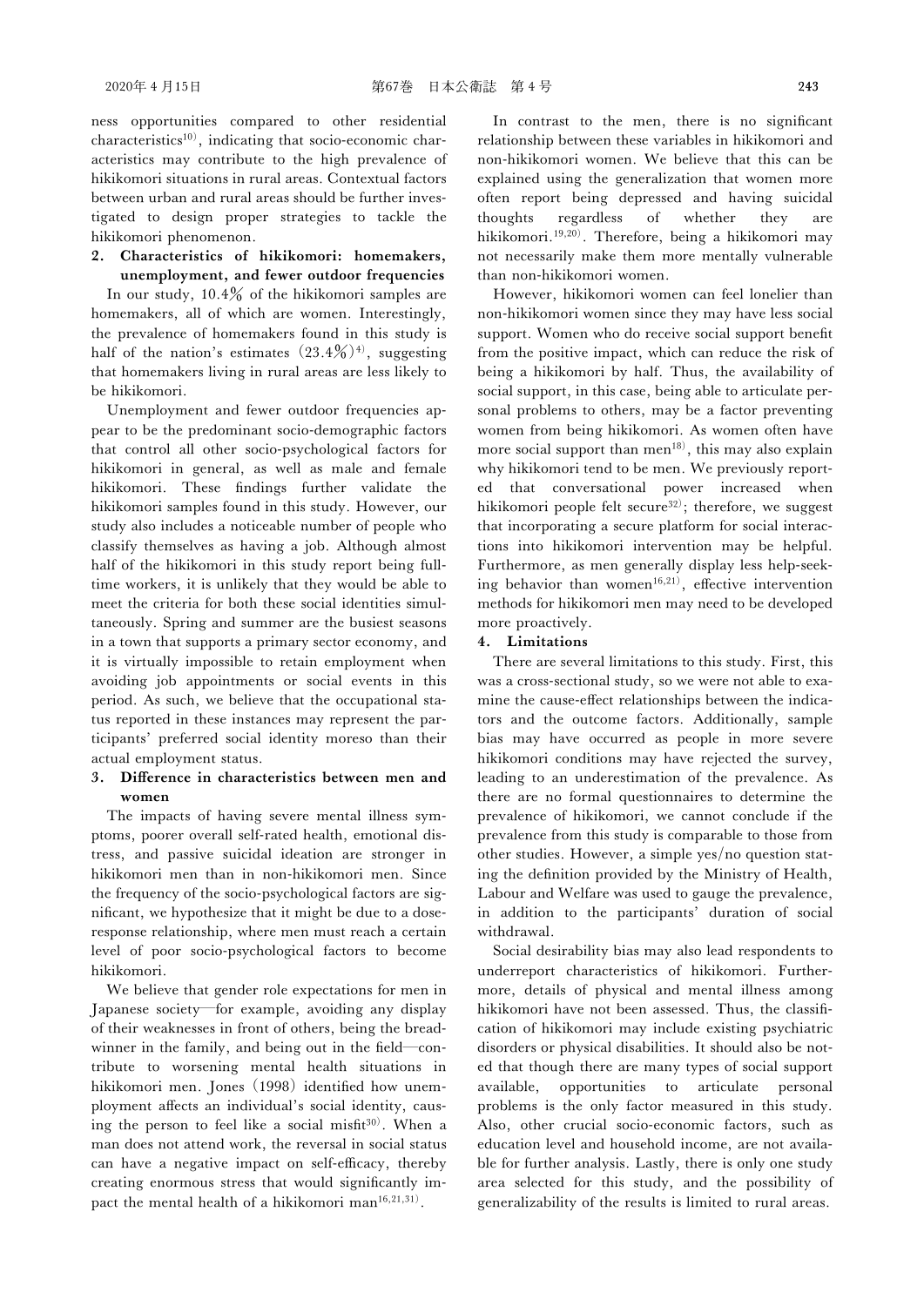ness opportunities compared to other residential characteristics[10], indicating that socio-economic characteristics may contribute to the high prevalence of hikikomori situations in rural areas. Contextual factors between urban and rural areas should be further investigated to design proper strategies to tackle the hikikomori phenomenon.

**2. Characteristics of hikikomori: homemakers, unemployment, and fewer outdoor frequencies**

In our study, 10.4% of the hikikomori samples are homemakers, all of which are women. Interestingly, the prevalence of homemakers found in this study is half of the nation's estimates (23.4%)[4], suggesting that homemakers living in rural areas are less likely to be hikikomori.

Unemployment and fewer outdoor frequencies appear to be the predominant socio-demographic factors that control all other socio-psychological factors for hikikomori in general, as well as male and female hikikomori. These findings further validate the hikikomori samples found in this study. However, our study also includes a noticeable number of people who classify themselves as having a job. Although almost half of the hikikomori in this study report being full-time workers, it is unlikely that they would be able to meet the criteria for both these social identities simultaneously. Spring and summer are the busiest seasons in a town that supports a primary sector economy, and it is virtually impossible to retain employment when avoiding job appointments or social events in this period. As such, we believe that the occupational status reported in these instances may represent the participants' preferred social identity moreso than their actual employment status.

**3. Difference in characteristics between men and women**

The impacts of having severe mental illness symptoms, poorer overall self-rated health, emotional distress, and passive suicidal ideation are stronger in hikikomori men than in non-hikikomori men. Since the frequency of the socio-psychological factors are significant, we hypothesize that it might be due to a dose-response relationship, where men must reach a certain level of poor socio-psychological factors to become hikikomori.

We believe that gender role expectations for men in Japanese society—for example, avoiding any display of their weaknesses in front of others, being the breadwinner in the family, and being out in the field—contribute to worsening mental health situations in hikikomori men. Jones (1998) identified how unemployment affects an individual's social identity, causing the person to feel like a social misfit[30]. When a man does not attend work, the reversal in social status can have a negative impact on self-efficacy, thereby creating enormous stress that would significantly impact the mental health of a hikikomori man[16,21,31].

In contrast to the men, there is no significant relationship between these variables in hikikomori and non-hikikomori women. We believe that this can be explained using the generalization that women more often report being depressed and having suicidal thoughts regardless of whether they are hikikomori.[19,20]. Therefore, being a hikikomori may not necessarily make them more mentally vulnerable than non-hikikomori women.

However, hikikomori women can feel lonelier than non-hikikomori women since they may have less social support. Women who do receive social support benefit from the positive impact, which can reduce the risk of being a hikikomori by half. Thus, the availability of social support, in this case, being able to articulate personal problems to others, may be a factor preventing women from being hikikomori. As women often have more social support than men[18], this may also explain why hikikomori tend to be men. We previously reported that conversational power increased when hikikomori people felt secure[32]; therefore, we suggest that incorporating a secure platform for social interactions into hikikomori intervention may be helpful. Furthermore, as men generally display less help-seeking behavior than women[16,21], effective intervention methods for hikikomori men may need to be developed more proactively.

**4. Limitations**

There are several limitations to this study. First, this was a cross-sectional study, so we were not able to examine the cause-effect relationships between the indicators and the outcome factors. Additionally, sample bias may have occurred as people in more severe hikikomori conditions may have rejected the survey, leading to an underestimation of the prevalence. As there are no formal questionnaires to determine the prevalence of hikikomori, we cannot conclude if the prevalence from this study is comparable to those from other studies. However, a simple yes/no question stating the definition provided by the Ministry of Health, Labour and Welfare was used to gauge the prevalence, in addition to the participants' duration of social withdrawal.

Social desirability bias may also lead respondents to underreport characteristics of hikikomori. Furthermore, details of physical and mental illness among hikikomori have not been assessed. Thus, the classification of hikikomori may include existing psychiatric disorders or physical disabilities. It should also be noted that though there are many types of social support available, opportunities to articulate personal problems is the only factor measured in this study. Also, other crucial socio-economic factors, such as education level and household income, are not available for further analysis. Lastly, there is only one study area selected for this study, and the possibility of generalizability of the results is limited to rural areas.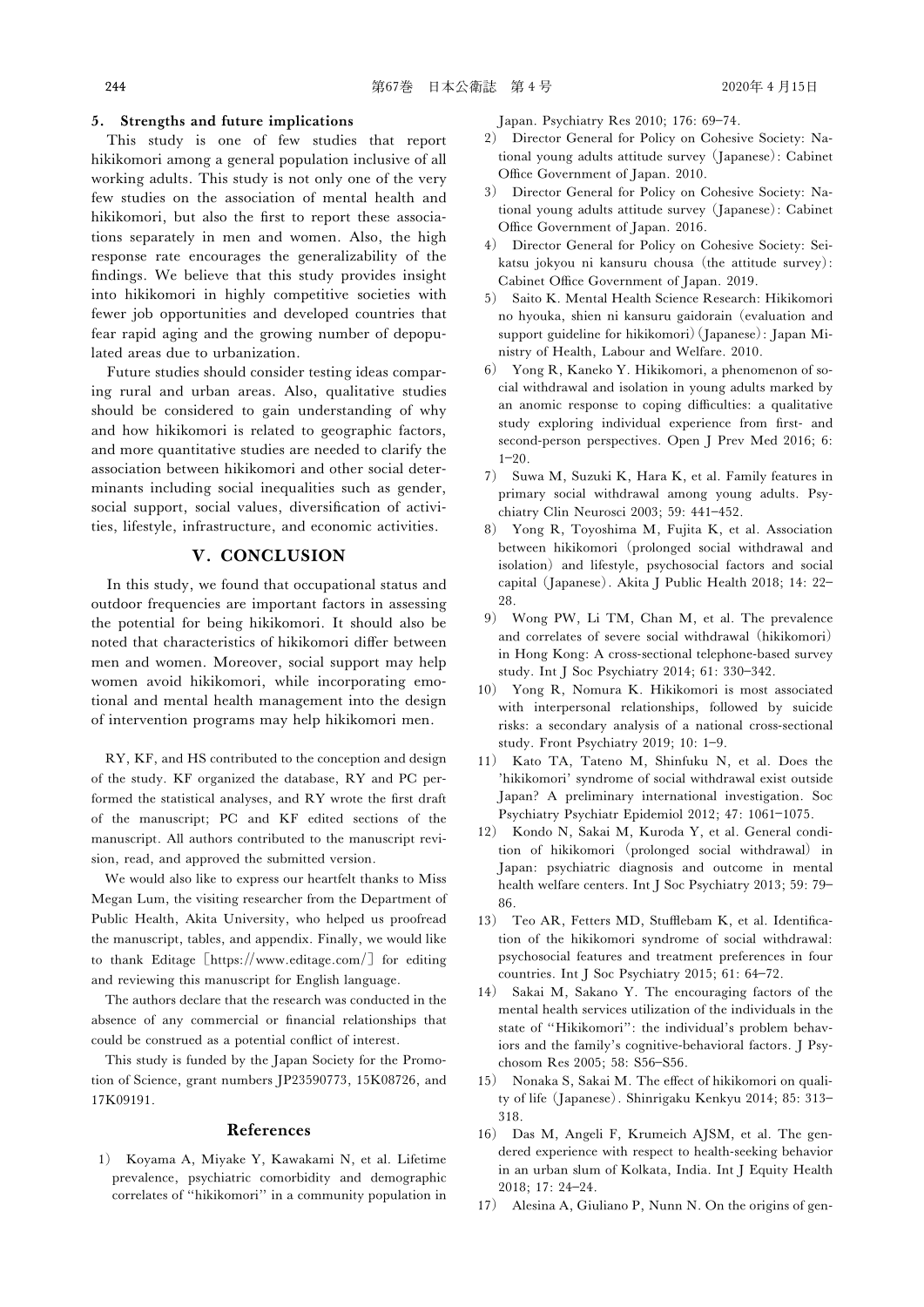### 5. Strengths and future implications

This study is one of few studies that report hikikomori among a general population inclusive of all working adults. This study is not only one of the very few studies on the association of mental health and hikikomori, but also the first to report these associations separately in men and women. Also, the high response rate encourages the generalizability of the findings. We believe that this study provides insight into hikikomori in highly competitive societies with fewer job opportunities and developed countries that fear rapid aging and the growing number of depopulated areas due to urbanization.

Future studies should consider testing ideas comparing rural and urban areas. Also, qualitative studies should be considered to gain understanding of why and how hikikomori is related to geographic factors, and more quantitative studies are needed to clarify the association between hikikomori and other social determinants including social inequalities such as gender, social support, social values, diversification of activities, lifestyle, infrastructure, and economic activities.

## V. CONCLUSION

In this study, we found that occupational status and outdoor frequencies are important factors in assessing the potential for being hikikomori. It should also be noted that characteristics of hikikomori differ between men and women. Moreover, social support may help women avoid hikikomori, while incorporating emotional and mental health management into the design of intervention programs may help hikikomori men.

RY, KF, and HS contributed to the conception and design of the study. KF organized the database, RY and PC performed the statistical analyses, and RY wrote the first draft of the manuscript; PC and KF edited sections of the manuscript. All authors contributed to the manuscript revision, read, and approved the submitted version.

We would also like to express our heartfelt thanks to Miss Megan Lum, the visiting researcher from the Department of Public Health, Akita University, who helped us proofread the manuscript, tables, and appendix. Finally, we would like to thank Editage［https://www.editage.com/］for editing and reviewing this manuscript for English language.

The authors declare that the research was conducted in the absence of any commercial or financial relationships that could be construed as a potential conflict of interest.

This study is funded by the Japan Society for the Promotion of Science, grant numbers JP23590773, 15K08726, and 17K09191.

## References

1) Koyama A, Miyake Y, Kawakami N, et al. Lifetime prevalence, psychiatric comorbidity and demographic correlates of "hikikomori" in a community population in Japan. Psychiatry Res 2010; 176: 69–74.
2) Director General for Policy on Cohesive Society: National young adults attitude survey（Japanese）: Cabinet Office Government of Japan. 2010.
3) Director General for Policy on Cohesive Society: National young adults attitude survey（Japanese）: Cabinet Office Government of Japan. 2016.
4) Director General for Policy on Cohesive Society: Seikatsu jokyou ni kansuru chousa（the attitude survey）: Cabinet Office Government of Japan. 2019.
5) Saito K. Mental Health Science Research: Hikikomori no hyouka, shien ni kansuru gaidorain（evaluation and support guideline for hikikomori）（Japanese）: Japan Ministry of Health, Labour and Welfare. 2010.
6) Yong R, Kaneko Y. Hikikomori, a phenomenon of social withdrawal and isolation in young adults marked by an anomic response to coping difficulties: a qualitative study exploring individual experience from first- and second-person perspectives. Open J Prev Med 2016; 6: 1–20.
7) Suwa M, Suzuki K, Hara K, et al. Family features in primary social withdrawal among young adults. Psychiatry Clin Neurosci 2003; 59: 441–452.
8) Yong R, Toyoshima M, Fujita K, et al. Association between hikikomori（prolonged social withdrawal and isolation）and lifestyle, psychosocial factors and social capital（Japanese）. Akita J Public Health 2018; 14: 22–28.
9) Wong PW, Li TM, Chan M, et al. The prevalence and correlates of severe social withdrawal（hikikomori）in Hong Kong: A cross-sectional telephone-based survey study. Int J Soc Psychiatry 2014; 61: 330–342.
10) Yong R, Nomura K. Hikikomori is most associated with interpersonal relationships, followed by suicide risks: a secondary analysis of a national cross-sectional study. Front Psychiatry 2019; 10: 1–9.
11) Kato TA, Tateno M, Shinfuku N, et al. Does the 'hikikomori' syndrome of social withdrawal exist outside Japan? A preliminary international investigation. Soc Psychiatry Psychiatr Epidemiol 2012; 47: 1061–1075.
12) Kondo N, Sakai M, Kuroda Y, et al. General condition of hikikomori（prolonged social withdrawal）in Japan: psychiatric diagnosis and outcome in mental health welfare centers. Int J Soc Psychiatry 2013; 59: 79–86.
13) Teo AR, Fetters MD, Stufflebam K, et al. Identification of the hikikomori syndrome of social withdrawal: psychosocial features and treatment preferences in four countries. Int J Soc Psychiatry 2015; 61: 64–72.
14) Sakai M, Sakano Y. The encouraging factors of the mental health services utilization of the individuals in the state of "Hikikomori": the individual's problem behaviors and the family's cognitive-behavioral factors. J Psychosom Res 2005; 58: S56–S56.
15) Nonaka S, Sakai M. The effect of hikikomori on quality of life（Japanese）. Shinrigaku Kenkyu 2014; 85: 313–318.
16) Das M, Angeli F, Krumeich AJSM, et al. The gendered experience with respect to health-seeking behavior in an urban slum of Kolkata, India. Int J Equity Health 2018; 17: 24–24.
17) Alesina A, Giuliano P, Nunn N. On the origins of gen-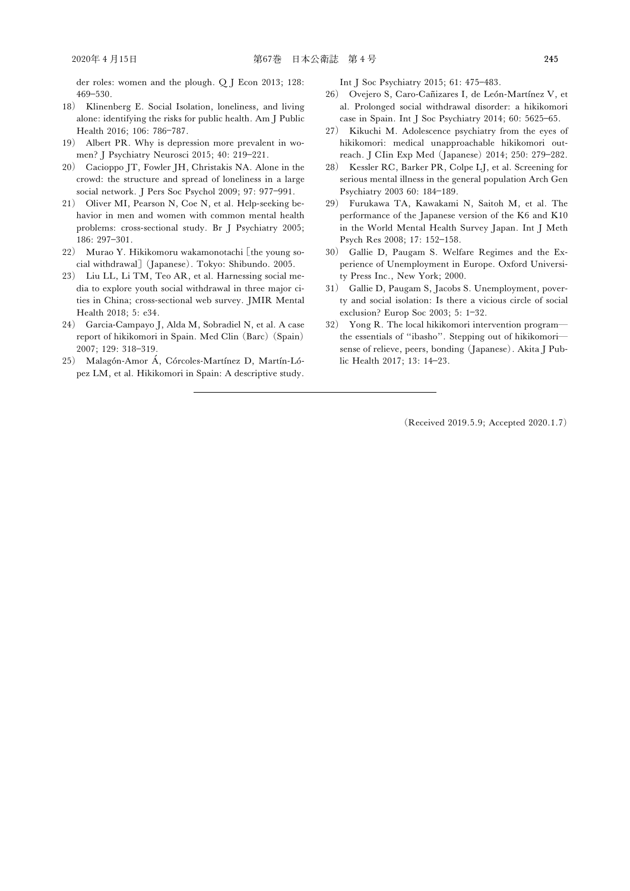der roles: women and the plough. Q J Econ 2013; 128: 469–530.

18） Klinenberg E. Social Isolation, loneliness, and living alone: identifying the risks for public health. Am J Public Health 2016; 106: 786–787.

19） Albert PR. Why is depression more prevalent in women? J Psychiatry Neurosci 2015; 40: 219–221.

20） Cacioppo JT, Fowler JH, Christakis NA. Alone in the crowd: the structure and spread of loneliness in a large social network. J Pers Soc Psychol 2009; 97: 977–991.

21） Oliver MI, Pearson N, Coe N, et al. Help-seeking behavior in men and women with common mental health problems: cross-sectional study. Br J Psychiatry 2005; 186: 297–301.

22） Murao Y. Hikikomoru wakamonotachi [the young social withdrawal] (Japanese). Tokyo: Shibundo. 2005.

23） Liu LL, Li TM, Teo AR, et al. Harnessing social media to explore youth social withdrawal in three major cities in China; cross-sectional web survey. JMIR Mental Health 2018; 5: e34.

24） Garcia-Campayo J, Alda M, Sobradiel N, et al. A case report of hikikomori in Spain. Med Clin (Barc) (Spain) 2007; 129: 318–319.

25） Malagón-Amor Á, Córcoles-Martínez D, Martín-López LM, et al. Hikikomori in Spain: A descriptive study. Int J Soc Psychiatry 2015; 61: 475–483.

26） Ovejero S, Caro-Cañizares I, de León-Martínez V, et al. Prolonged social withdrawal disorder: a hikikomori case in Spain. Int J Soc Psychiatry 2014; 60: 5625–65.

27） Kikuchi M. Adolescence psychiatry from the eyes of hikikomori: medical unapproachable hikikomori outreach. J CIin Exp Med (Japanese) 2014; 250: 279–282.

28） Kessler RC, Barker PR, Colpe LJ, et al. Screening for serious mental illness in the general population Arch Gen Psychiatry 2003 60: 184–189.

29） Furukawa TA, Kawakami N, Saitoh M, et al. The performance of the Japanese version of the K6 and K10 in the World Mental Health Survey Japan. Int J Meth Psych Res 2008; 17: 152–158.

30） Gallie D, Paugam S. Welfare Regimes and the Experience of Unemployment in Europe. Oxford University Press Inc., New York; 2000.

31） Gallie D, Paugam S, Jacobs S. Unemployment, poverty and social isolation: Is there a vicious circle of social exclusion? Europ Soc 2003; 5: 1–32.

32） Yong R. The local hikikomori intervention program—the essentials of "ibasho". Stepping out of hikikomori—sense of relieve, peers, bonding (Japanese). Akita J Public Health 2017; 13: 14–23.

---

(Received 2019.5.9; Accepted 2020.1.7)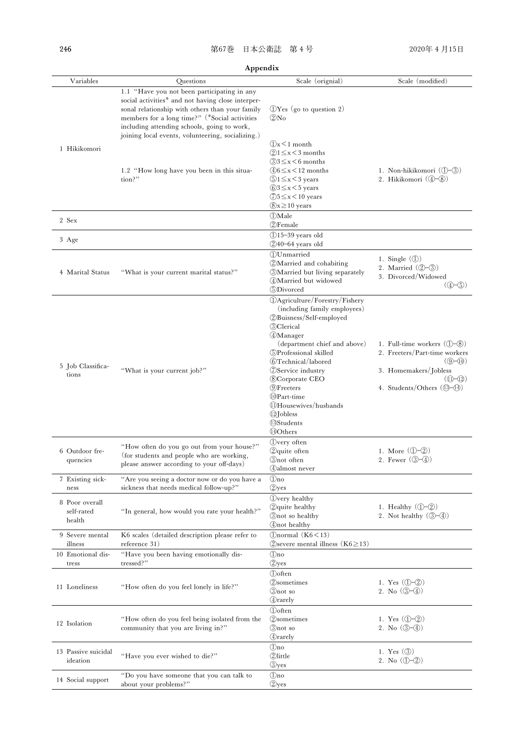**Appendix**

| Variables | Questions | Scale (orignial) | Scale (modified) |
|---|---|---|---|
| 1 Hikikomori | 1.1 "Have you not been participating in any social activities* and not having close interpersonal relationship with others than your family members for a long time?" (*Social activities including attending schools, going to work, joining local events, volunteering, socializing.) | ①Yes (go to question 2)<br>②No | |
| | 1.2 "How long have you been in this situation?" | ①x < 1 month<br>②1 ≤ x < 3 months<br>③3 ≤ x < 6 months<br>④6 ≤ x < 12 months<br>⑤1 ≤ x < 3 years<br>⑥3 ≤ x < 5 years<br>⑦5 ≤ x < 10 years<br>⑧x ≥ 10 years | 1. Non-hikikomori (①–③)<br>2. Hikikomori (④–⑧) |
| 2 Sex | | ①Male<br>②Female | |
| 3 Age | | ①15–39 years old<br>②40–64 years old | |
| 4 Marital Status | "What is your current marital status?" | ①Unmarried<br>②Married and cohabiting<br>③Married but living separately<br>④Married but widowed<br>⑤Divorced | 1. Single (①)<br>2. Married (②–③)<br>3. Divorced/Widowed (④–⑤) |
| 5 Job Classifications | "What is your current job?" | ①Agriculture/Forestry/Fishery (including family employees)<br>②Buisness/Self-employed<br>③Clerical<br>④Manager (department chief and above)<br>⑤Professional skilled<br>⑥Technical/labored<br>⑦Service industry<br>⑧Corporate CEO<br>⑨Freeters<br>⑩Part-time<br>⑪Housewives/husbands<br>⑫Jobless<br>⑬Students<br>⑭Others | 1. Full-time workers (①–⑧)<br>2. Freeters/Part-time workers (⑨–⑩)<br>3. Homemakers/Jobless (⑪–⑫)<br>4. Students/Others (⑬–⑭) |
| 6 Outdoor frequencies | "How often do you go out from your house?" (for students and people who are working, please answer according to your off-days) | ①very often<br>②quite often<br>③not often<br>④almost never | 1. More (①–②)<br>2. Fewer (③–④) |
| 7 Existing sickness | "Are you seeing a doctor now or do you have a sickness that needs medical follow-up?" | ①no<br>②yes | |
| 8 Poor overall self-rated health | "In general, how would you rate your health?" | ①very healthy<br>②quite healthy<br>③not so healthy<br>④not healthy | 1. Healthy (①–②)<br>2. Not healthy (③–④) |
| 9 Severe mental illness | K6 scales (detailed description please refer to reference 31) | ①normal (K6 < 13)<br>②severe mental illness (K6 ≥ 13) | |
| 10 Emotional distress | "Have you been having emotionally distressed?" | ①no<br>②yes | |
| 11 Loneliness | "How often do you feel lonely in life?" | ①often<br>②sometimes<br>③not so<br>④rarely | 1. Yes (①–②)<br>2. No (③–④) |
| 12 Isolation | "How often do you feel being isolated from the community that you are living in?" | ①often<br>②sometimes<br>③not so<br>④rarely | 1. Yes (①–②)<br>2. No (③–④) |
| 13 Passive suicidal ideation | "Have you ever wished to die?" | ①no<br>②little<br>③yes | 1. Yes (③)<br>2. No (①–②) |
| 14 Social support | "Do you have someone that you can talk to about your problems?" | ①no<br>②yes | |